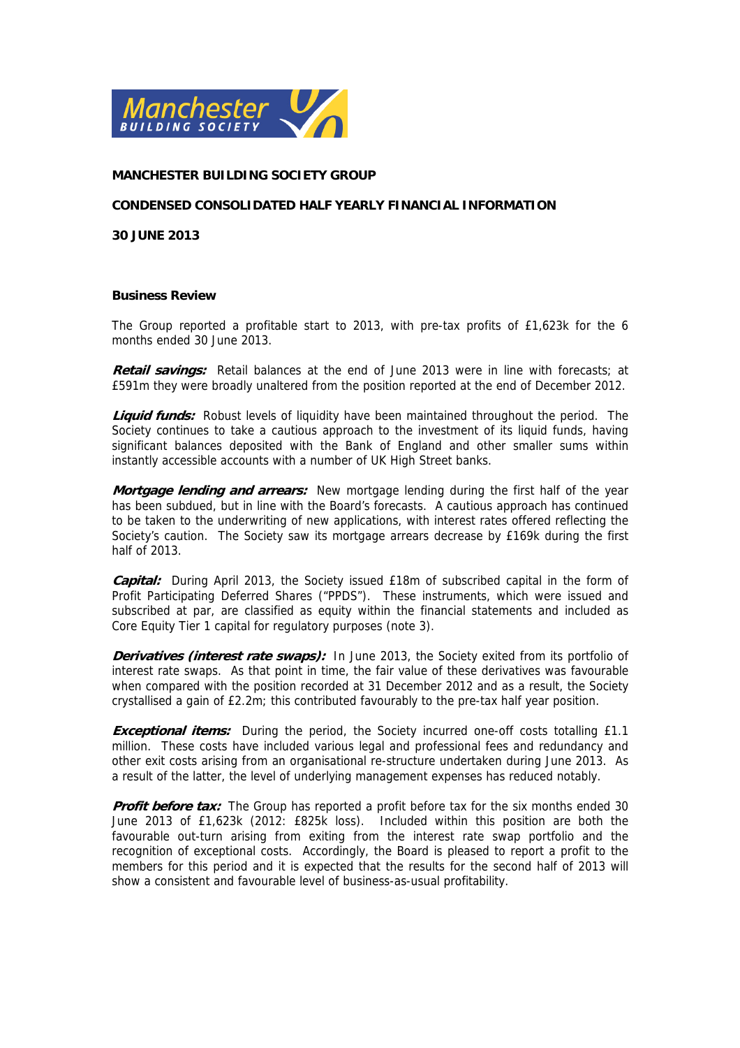**MANCHESTER BUILDING SOCIETY GROUP**

**CONDENSED CONSOLIDATED HALF YEARLY FINANCIAL INFORMATION**

**30 JUNE 2013**

**Business Review**

The Group reported a profitable start to 2013, with pre-tax profits of £1,623k for the 6 months ended 30 June 2013.

***Retail savings:*** Retail balances at the end of June 2013 were in line with forecasts; at £591m they were broadly unaltered from the position reported at the end of December 2012.

***Liquid funds:*** Robust levels of liquidity have been maintained throughout the period. The Society continues to take a cautious approach to the investment of its liquid funds, having significant balances deposited with the Bank of England and other smaller sums within instantly accessible accounts with a number of UK High Street banks.

***Mortgage lending and arrears:*** New mortgage lending during the first half of the year has been subdued, but in line with the Board's forecasts. A cautious approach has continued to be taken to the underwriting of new applications, with interest rates offered reflecting the Society's caution. The Society saw its mortgage arrears decrease by £169k during the first half of 2013.

***Capital:*** During April 2013, the Society issued £18m of subscribed capital in the form of Profit Participating Deferred Shares ("PPDS"). These instruments, which were issued and subscribed at par, are classified as equity within the financial statements and included as Core Equity Tier 1 capital for regulatory purposes (note 3).

***Derivatives (interest rate swaps):*** In June 2013, the Society exited from its portfolio of interest rate swaps. As that point in time, the fair value of these derivatives was favourable when compared with the position recorded at 31 December 2012 and as a result, the Society crystallised a gain of £2.2m; this contributed favourably to the pre-tax half year position.

***Exceptional items:*** During the period, the Society incurred one-off costs totalling £1.1 million. These costs have included various legal and professional fees and redundancy and other exit costs arising from an organisational re-structure undertaken during June 2013. As a result of the latter, the level of underlying management expenses has reduced notably.

***Profit before tax:*** The Group has reported a profit before tax for the six months ended 30 June 2013 of £1,623k (2012: £825k loss). Included within this position are both the favourable out-turn arising from exiting from the interest rate swap portfolio and the recognition of exceptional costs. Accordingly, the Board is pleased to report a profit to the members for this period and it is expected that the results for the second half of 2013 will show a consistent and favourable level of business-as-usual profitability.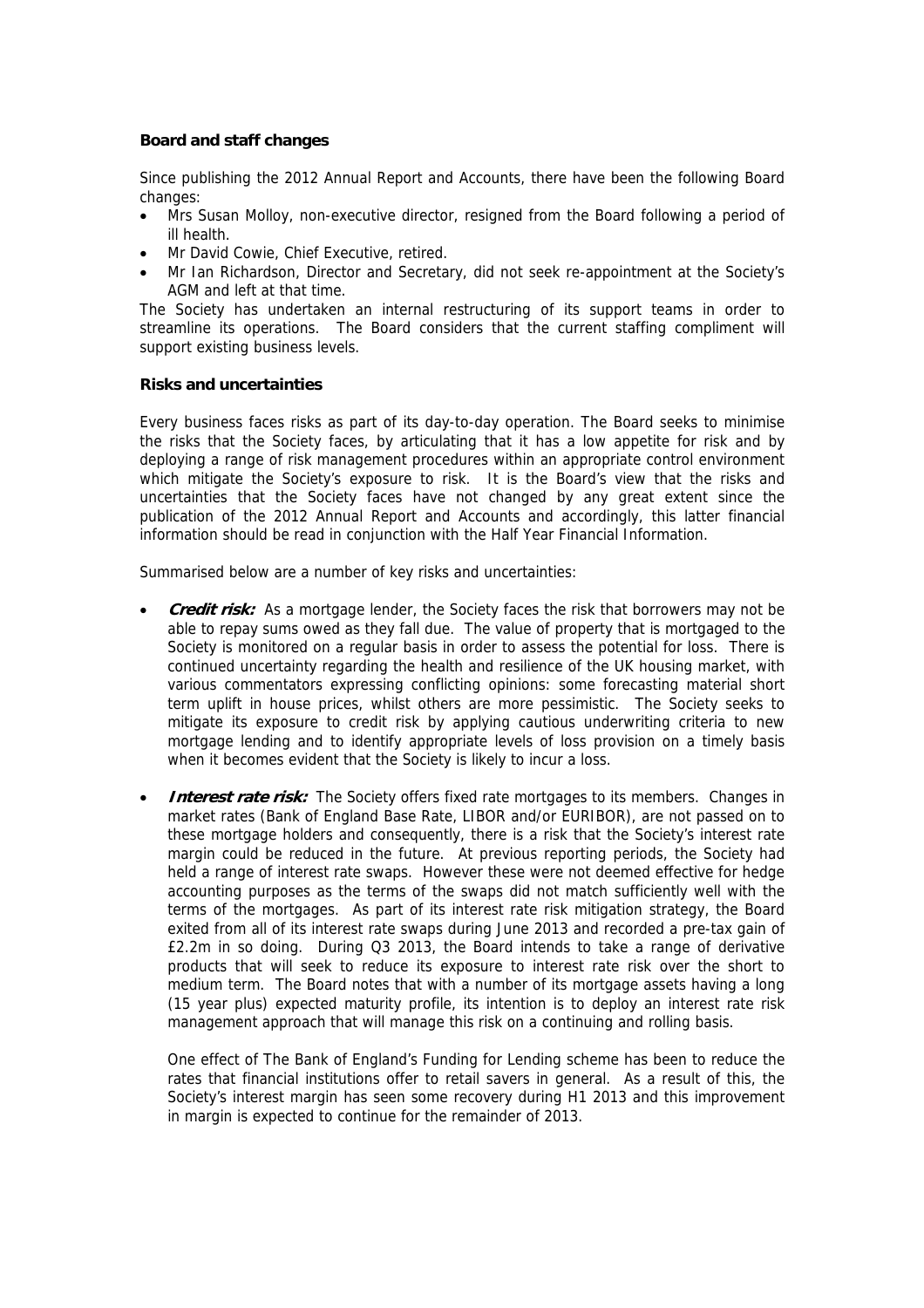### Board and staff changes

Since publishing the 2012 Annual Report and Accounts, there have been the following Board changes:

- Mrs Susan Molloy, non-executive director, resigned from the Board following a period of ill health.
- Mr David Cowie, Chief Executive, retired.
- Mr Ian Richardson, Director and Secretary, did not seek re-appointment at the Society's AGM and left at that time.

The Society has undertaken an internal restructuring of its support teams in order to streamline its operations. The Board considers that the current staffing compliment will support existing business levels.

### Risks and uncertainties

Every business faces risks as part of its day-to-day operation. The Board seeks to minimise the risks that the Society faces, by articulating that it has a low appetite for risk and by deploying a range of risk management procedures within an appropriate control environment which mitigate the Society's exposure to risk. It is the Board's view that the risks and uncertainties that the Society faces have not changed by any great extent since the publication of the 2012 Annual Report and Accounts and accordingly, this latter financial information should be read in conjunction with the Half Year Financial Information.

Summarised below are a number of key risks and uncertainties:

- ***Credit risk:*** As a mortgage lender, the Society faces the risk that borrowers may not be able to repay sums owed as they fall due. The value of property that is mortgaged to the Society is monitored on a regular basis in order to assess the potential for loss. There is continued uncertainty regarding the health and resilience of the UK housing market, with various commentators expressing conflicting opinions: some forecasting material short term uplift in house prices, whilst others are more pessimistic. The Society seeks to mitigate its exposure to credit risk by applying cautious underwriting criteria to new mortgage lending and to identify appropriate levels of loss provision on a timely basis when it becomes evident that the Society is likely to incur a loss.

- ***Interest rate risk:*** The Society offers fixed rate mortgages to its members. Changes in market rates (Bank of England Base Rate, LIBOR and/or EURIBOR), are not passed on to these mortgage holders and consequently, there is a risk that the Society's interest rate margin could be reduced in the future. At previous reporting periods, the Society had held a range of interest rate swaps. However these were not deemed effective for hedge accounting purposes as the terms of the swaps did not match sufficiently well with the terms of the mortgages. As part of its interest rate risk mitigation strategy, the Board exited from all of its interest rate swaps during June 2013 and recorded a pre-tax gain of £2.2m in so doing. During Q3 2013, the Board intends to take a range of derivative products that will seek to reduce its exposure to interest rate risk over the short to medium term. The Board notes that with a number of its mortgage assets having a long (15 year plus) expected maturity profile, its intention is to deploy an interest rate risk management approach that will manage this risk on a continuing and rolling basis.

  One effect of The Bank of England's Funding for Lending scheme has been to reduce the rates that financial institutions offer to retail savers in general. As a result of this, the Society's interest margin has seen some recovery during H1 2013 and this improvement in margin is expected to continue for the remainder of 2013.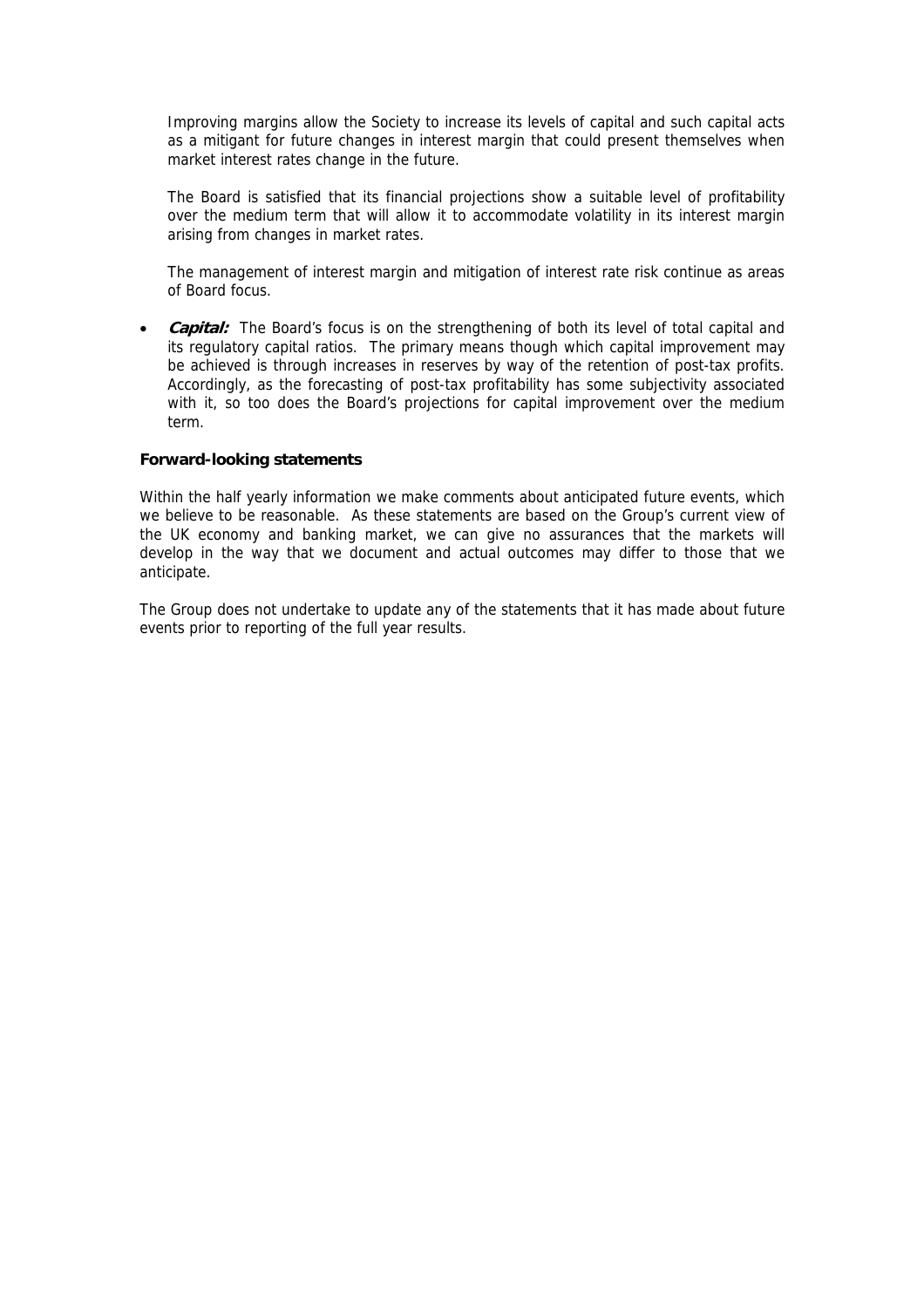Improving margins allow the Society to increase its levels of capital and such capital acts as a mitigant for future changes in interest margin that could present themselves when market interest rates change in the future.

The Board is satisfied that its financial projections show a suitable level of profitability over the medium term that will allow it to accommodate volatility in its interest margin arising from changes in market rates.

The management of interest margin and mitigation of interest rate risk continue as areas of Board focus.

- ***Capital:*** The Board's focus is on the strengthening of both its level of total capital and its regulatory capital ratios. The primary means though which capital improvement may be achieved is through increases in reserves by way of the retention of post-tax profits. Accordingly, as the forecasting of post-tax profitability has some subjectivity associated with it, so too does the Board's projections for capital improvement over the medium term.

**Forward-looking statements**

Within the half yearly information we make comments about anticipated future events, which we believe to be reasonable. As these statements are based on the Group's current view of the UK economy and banking market, we can give no assurances that the markets will develop in the way that we document and actual outcomes may differ to those that we anticipate.

The Group does not undertake to update any of the statements that it has made about future events prior to reporting of the full year results.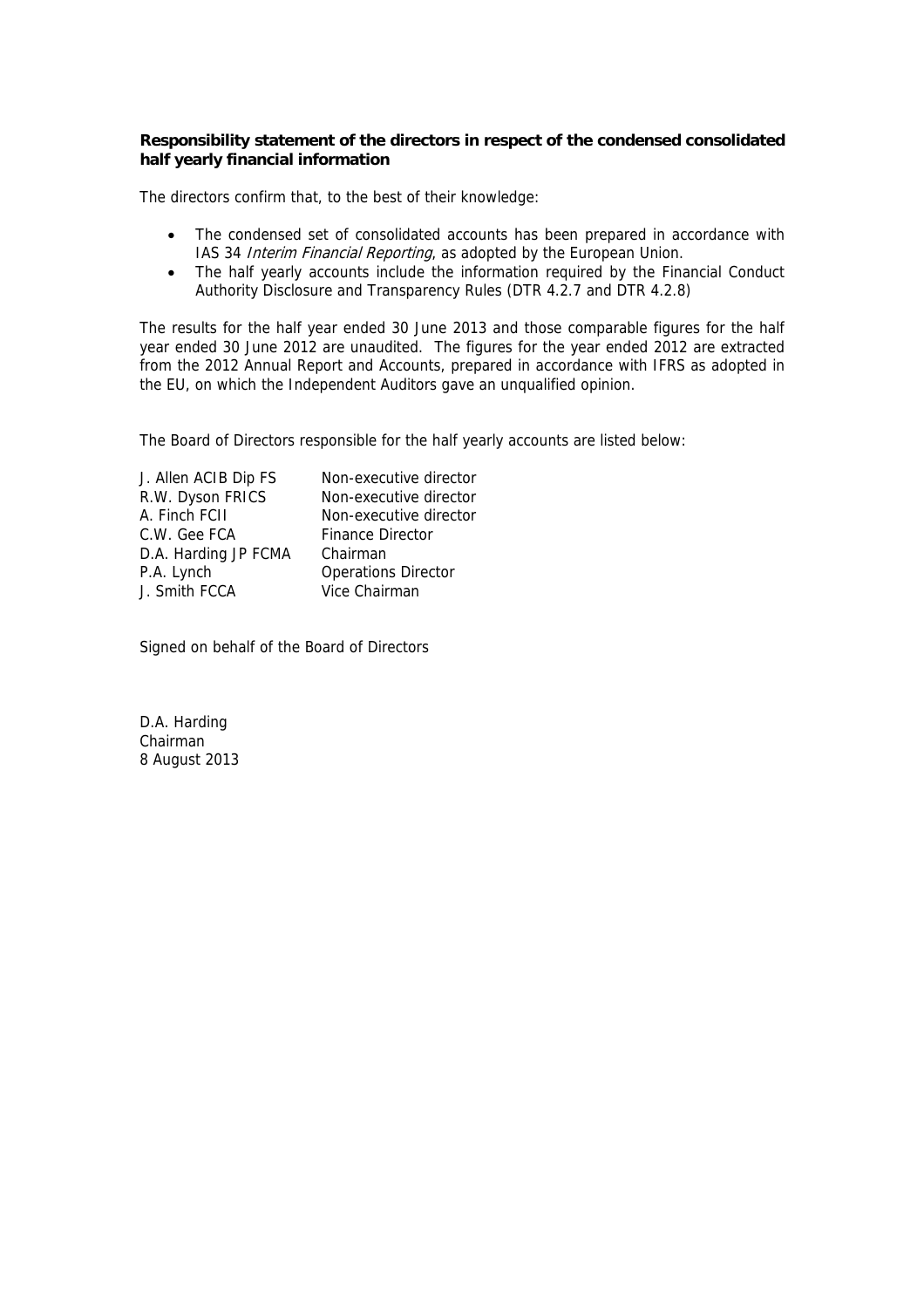**Responsibility statement of the directors in respect of the condensed consolidated half yearly financial information**

The directors confirm that, to the best of their knowledge:

- The condensed set of consolidated accounts has been prepared in accordance with IAS 34 *Interim Financial Reporting*, as adopted by the European Union.
- The half yearly accounts include the information required by the Financial Conduct Authority Disclosure and Transparency Rules (DTR 4.2.7 and DTR 4.2.8)

The results for the half year ended 30 June 2013 and those comparable figures for the half year ended 30 June 2012 are unaudited. The figures for the year ended 2012 are extracted from the 2012 Annual Report and Accounts, prepared in accordance with IFRS as adopted in the EU, on which the Independent Auditors gave an unqualified opinion.

The Board of Directors responsible for the half yearly accounts are listed below:

| | |
|---|---|
| J. Allen ACIB Dip FS | Non-executive director |
| R.W. Dyson FRICS | Non-executive director |
| A. Finch FCII | Non-executive director |
| C.W. Gee FCA | Finance Director |
| D.A. Harding JP FCMA | Chairman |
| P.A. Lynch | Operations Director |
| J. Smith FCCA | Vice Chairman |

Signed on behalf of the Board of Directors

D.A. Harding
Chairman
8 August 2013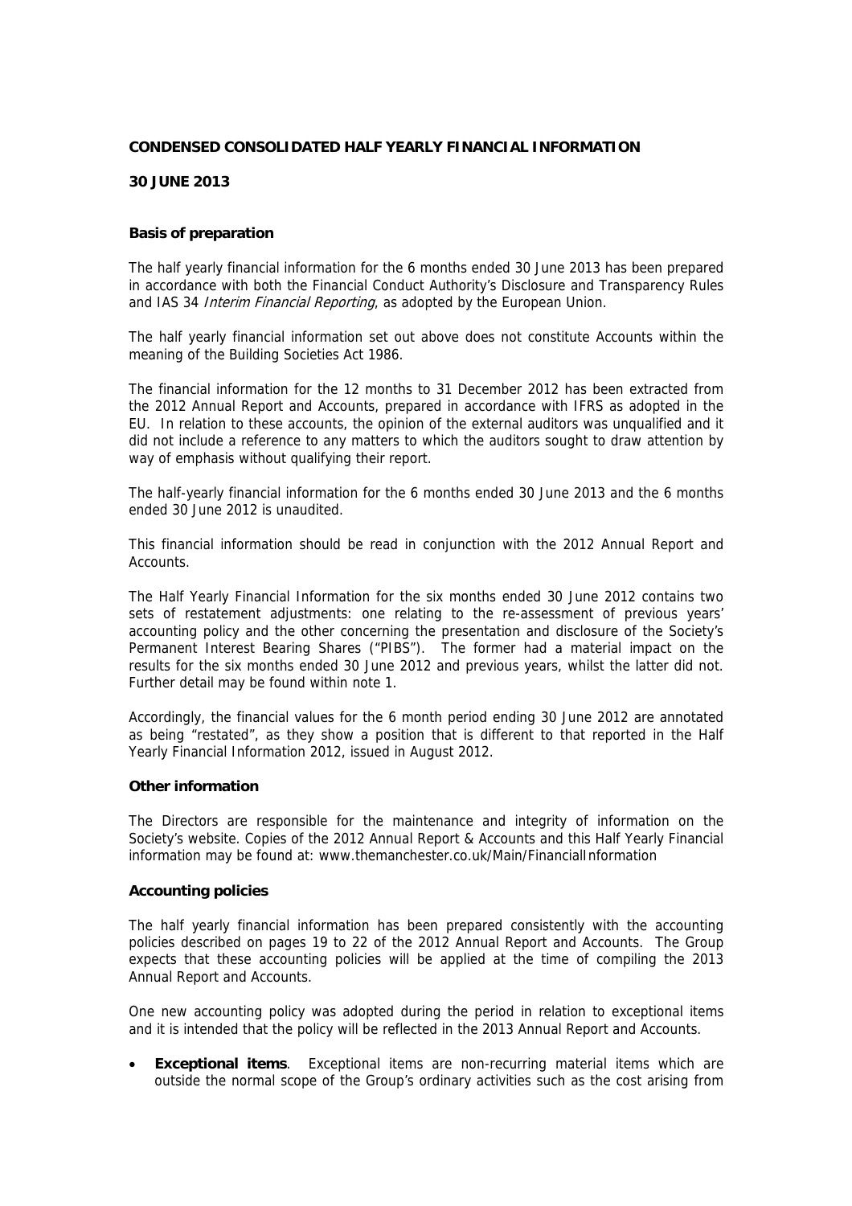**CONDENSED CONSOLIDATED HALF YEARLY FINANCIAL INFORMATION**

**30 JUNE 2013**

**Basis of preparation**

The half yearly financial information for the 6 months ended 30 June 2013 has been prepared in accordance with both the Financial Conduct Authority's Disclosure and Transparency Rules and IAS 34 *Interim Financial Reporting*, as adopted by the European Union.

The half yearly financial information set out above does not constitute Accounts within the meaning of the Building Societies Act 1986.

The financial information for the 12 months to 31 December 2012 has been extracted from the 2012 Annual Report and Accounts, prepared in accordance with IFRS as adopted in the EU. In relation to these accounts, the opinion of the external auditors was unqualified and it did not include a reference to any matters to which the auditors sought to draw attention by way of emphasis without qualifying their report.

The half-yearly financial information for the 6 months ended 30 June 2013 and the 6 months ended 30 June 2012 is unaudited.

This financial information should be read in conjunction with the 2012 Annual Report and Accounts.

The Half Yearly Financial Information for the six months ended 30 June 2012 contains two sets of restatement adjustments: one relating to the re-assessment of previous years' accounting policy and the other concerning the presentation and disclosure of the Society's Permanent Interest Bearing Shares ("PIBS"). The former had a material impact on the results for the six months ended 30 June 2012 and previous years, whilst the latter did not. Further detail may be found within note 1.

Accordingly, the financial values for the 6 month period ending 30 June 2012 are annotated as being "restated", as they show a position that is different to that reported in the Half Yearly Financial Information 2012, issued in August 2012.

**Other information**

The Directors are responsible for the maintenance and integrity of information on the Society's website. Copies of the 2012 Annual Report & Accounts and this Half Yearly Financial information may be found at: www.themanchester.co.uk/Main/FinancialInformation

**Accounting policies**

The half yearly financial information has been prepared consistently with the accounting policies described on pages 19 to 22 of the 2012 Annual Report and Accounts. The Group expects that these accounting policies will be applied at the time of compiling the 2013 Annual Report and Accounts.

One new accounting policy was adopted during the period in relation to exceptional items and it is intended that the policy will be reflected in the 2013 Annual Report and Accounts.

- **Exceptional items**. Exceptional items are non-recurring material items which are outside the normal scope of the Group's ordinary activities such as the cost arising from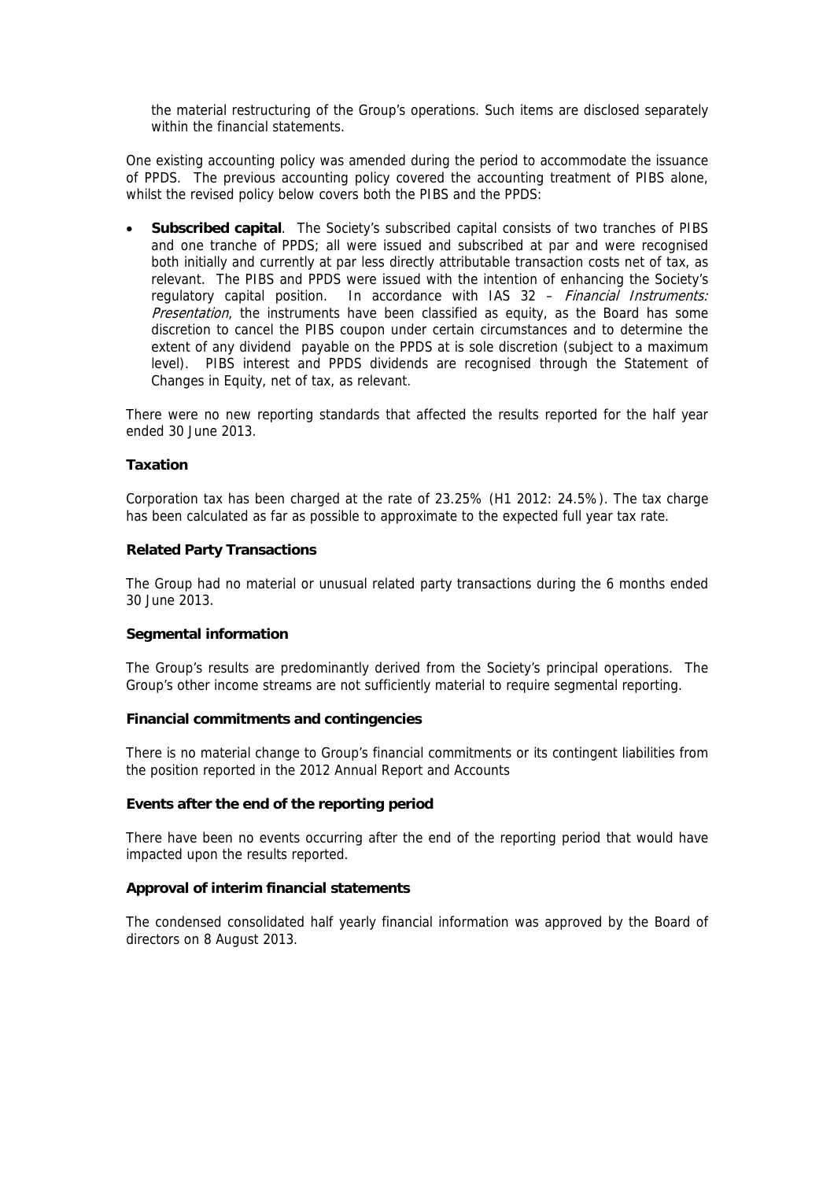the material restructuring of the Group's operations. Such items are disclosed separately within the financial statements.

One existing accounting policy was amended during the period to accommodate the issuance of PPDS. The previous accounting policy covered the accounting treatment of PIBS alone, whilst the revised policy below covers both the PIBS and the PPDS:

- **Subscribed capital**. The Society's subscribed capital consists of two tranches of PIBS and one tranche of PPDS; all were issued and subscribed at par and were recognised both initially and currently at par less directly attributable transaction costs net of tax, as relevant. The PIBS and PPDS were issued with the intention of enhancing the Society's regulatory capital position. In accordance with IAS 32 – *Financial Instruments: Presentation*, the instruments have been classified as equity, as the Board has some discretion to cancel the PIBS coupon under certain circumstances and to determine the extent of any dividend payable on the PPDS at is sole discretion (subject to a maximum level). PIBS interest and PPDS dividends are recognised through the Statement of Changes in Equity, net of tax, as relevant.

There were no new reporting standards that affected the results reported for the half year ended 30 June 2013.

**Taxation**

Corporation tax has been charged at the rate of 23.25% (H1 2012: 24.5%). The tax charge has been calculated as far as possible to approximate to the expected full year tax rate.

**Related Party Transactions**

The Group had no material or unusual related party transactions during the 6 months ended 30 June 2013.

**Segmental information**

The Group's results are predominantly derived from the Society's principal operations. The Group's other income streams are not sufficiently material to require segmental reporting.

**Financial commitments and contingencies**

There is no material change to Group's financial commitments or its contingent liabilities from the position reported in the 2012 Annual Report and Accounts

**Events after the end of the reporting period**

There have been no events occurring after the end of the reporting period that would have impacted upon the results reported.

**Approval of interim financial statements**

The condensed consolidated half yearly financial information was approved by the Board of directors on 8 August 2013.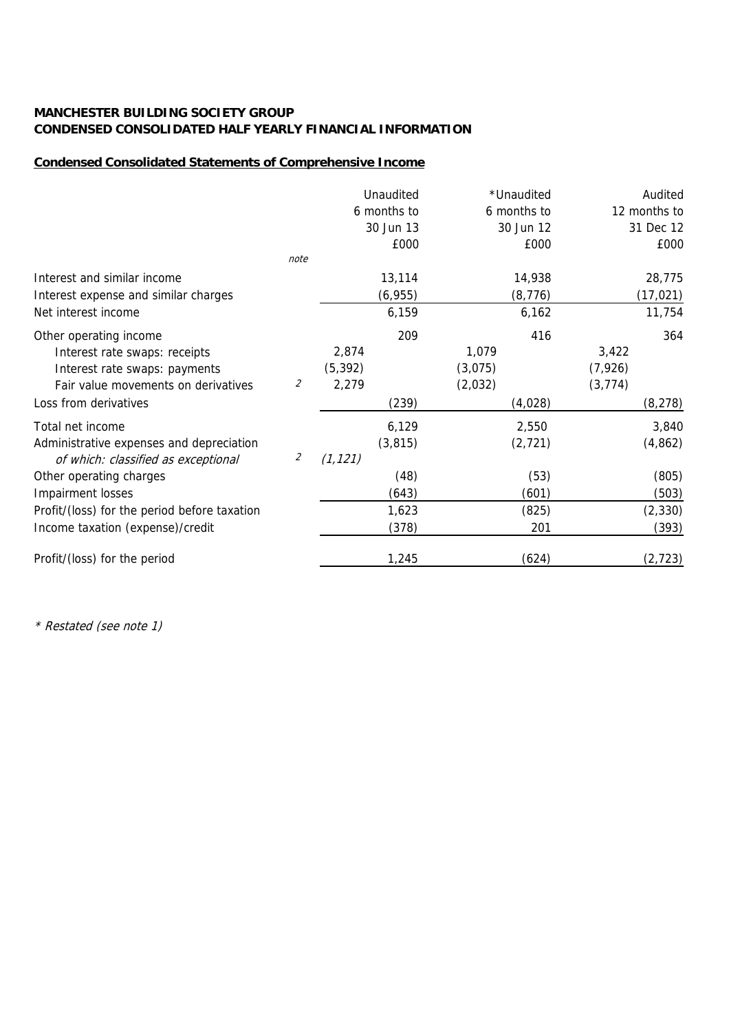**MANCHESTER BUILDING SOCIETY GROUP**
**CONDENSED CONSOLIDATED HALF YEARLY FINANCIAL INFORMATION**

**Condensed Consolidated Statements of Comprehensive Income**

| | note | | Unaudited 6 months to 30 Jun 13 £000 | | *Unaudited 6 months to 30 Jun 12 £000 | | Audited 12 months to 31 Dec 12 £000 |
|---|---|---|---|---|---|---|---|
| Interest and similar income | | | 13,114 | | 14,938 | | 28,775 |
| Interest expense and similar charges | | | (6,955) | | (8,776) | | (17,021) |
| Net interest income | | | 6,159 | | 6,162 | | 11,754 |
| Other operating income | | | 209 | | 416 | | 364 |
| Interest rate swaps: receipts | | 2,874 | | 1,079 | | 3,422 | |
| Interest rate swaps: payments | | (5,392) | | (3,075) | | (7,926) | |
| Fair value movements on derivatives | 2 | 2,279 | | (2,032) | | (3,774) | |
| Loss from derivatives | | | (239) | | (4,028) | | (8,278) |
| Total net income | | | 6,129 | | 2,550 | | 3,840 |
| Administrative expenses and depreciation | | | (3,815) | | (2,721) | | (4,862) |
| *of which: classified as exceptional* | 2 | *(1,121)* | | | | | |
| Other operating charges | | | (48) | | (53) | | (805) |
| Impairment losses | | | (643) | | (601) | | (503) |
| Profit/(loss) for the period before taxation | | | 1,623 | | (825) | | (2,330) |
| Income taxation (expense)/credit | | | (378) | | 201 | | (393) |
| Profit/(loss) for the period | | | 1,245 | | (624) | | (2,723) |

*\* Restated (see note 1)*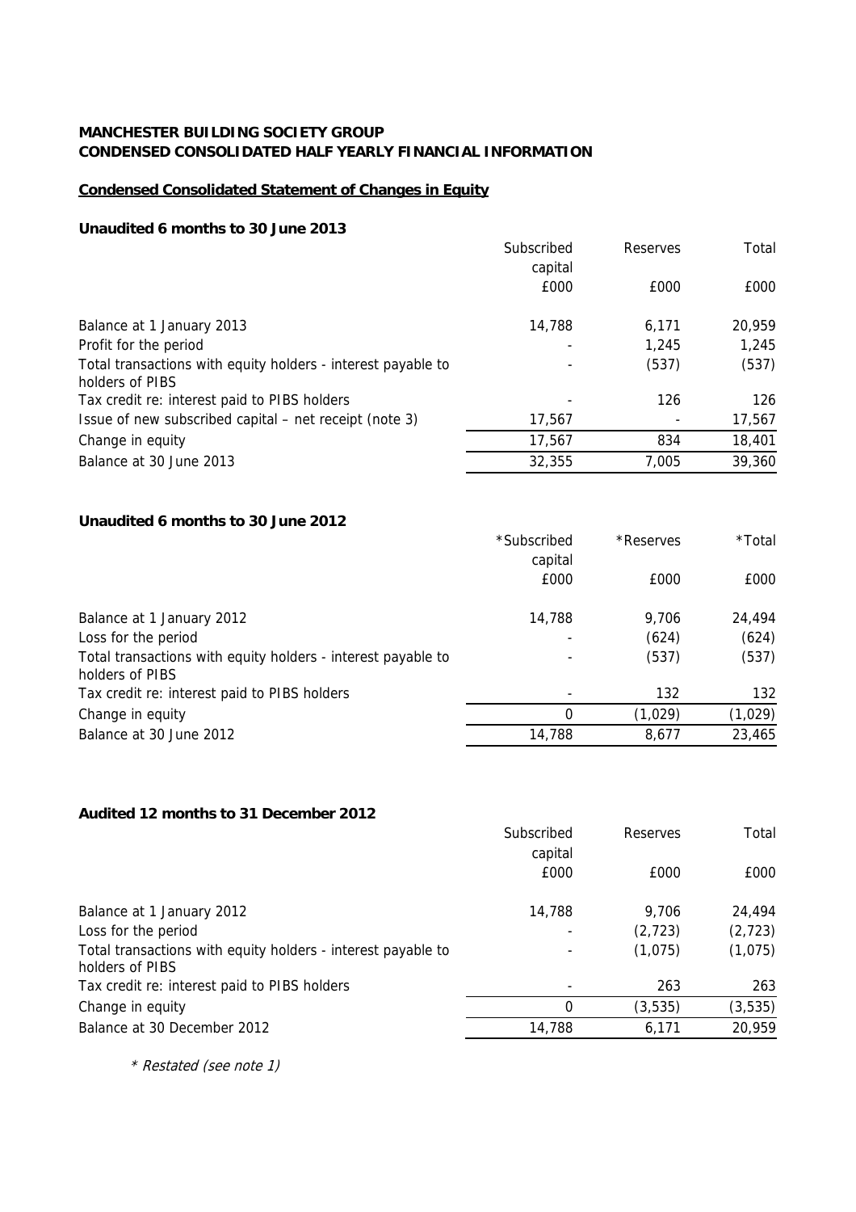**MANCHESTER BUILDING SOCIETY GROUP**
**CONDENSED CONSOLIDATED HALF YEARLY FINANCIAL INFORMATION**

**Condensed Consolidated Statement of Changes in Equity**

**Unaudited 6 months to 30 June 2013**

| | Subscribed capital | Reserves | Total |
|---|---|---|---|
| | £000 | £000 | £000 |
| Balance at 1 January 2013 | 14,788 | 6,171 | 20,959 |
| Profit for the period | - | 1,245 | 1,245 |
| Total transactions with equity holders - interest payable to holders of PIBS | - | (537) | (537) |
| Tax credit re: interest paid to PIBS holders | - | 126 | 126 |
| Issue of new subscribed capital – net receipt (note 3) | 17,567 | - | 17,567 |
| Change in equity | 17,567 | 834 | 18,401 |
| Balance at 30 June 2013 | 32,355 | 7,005 | 39,360 |

**Unaudited 6 months to 30 June 2012**

| | *Subscribed capital | *Reserves | *Total |
|---|---|---|---|
| | £000 | £000 | £000 |
| Balance at 1 January 2012 | 14,788 | 9,706 | 24,494 |
| Loss for the period | - | (624) | (624) |
| Total transactions with equity holders - interest payable to holders of PIBS | - | (537) | (537) |
| Tax credit re: interest paid to PIBS holders | - | 132 | 132 |
| Change in equity | 0 | (1,029) | (1,029) |
| Balance at 30 June 2012 | 14,788 | 8,677 | 23,465 |

**Audited 12 months to 31 December 2012**

| | Subscribed capital | Reserves | Total |
|---|---|---|---|
| | £000 | £000 | £000 |
| Balance at 1 January 2012 | 14,788 | 9,706 | 24,494 |
| Loss for the period | - | (2,723) | (2,723) |
| Total transactions with equity holders - interest payable to holders of PIBS | - | (1,075) | (1,075) |
| Tax credit re: interest paid to PIBS holders | - | 263 | 263 |
| Change in equity | 0 | (3,535) | (3,535) |
| Balance at 30 December 2012 | 14,788 | 6,171 | 20,959 |

*\* Restated (see note 1)*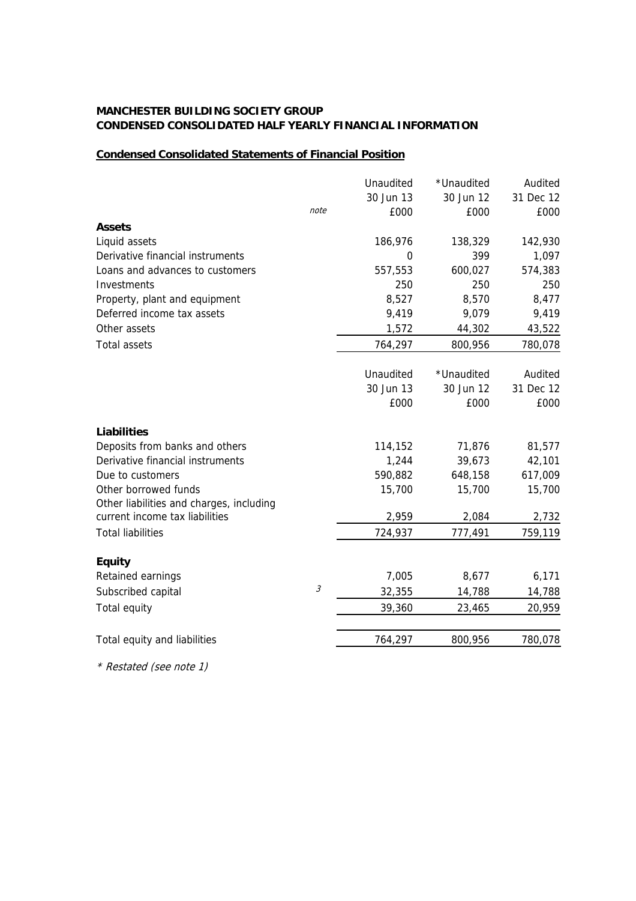**MANCHESTER BUILDING SOCIETY GROUP**
**CONDENSED CONSOLIDATED HALF YEARLY FINANCIAL INFORMATION**

**Condensed Consolidated Statements of Financial Position**

| | note | Unaudited 30 Jun 13 £000 | *Unaudited 30 Jun 12 £000 | Audited 31 Dec 12 £000 |
|---|---|---|---|---|
| **Assets** | | | | |
| Liquid assets | | 186,976 | 138,329 | 142,930 |
| Derivative financial instruments | | 0 | 399 | 1,097 |
| Loans and advances to customers | | 557,553 | 600,027 | 574,383 |
| Investments | | 250 | 250 | 250 |
| Property, plant and equipment | | 8,527 | 8,570 | 8,477 |
| Deferred income tax assets | | 9,419 | 9,079 | 9,419 |
| Other assets | | 1,572 | 44,302 | 43,522 |
| Total assets | | 764,297 | 800,956 | 780,078 |

| | note | Unaudited 30 Jun 13 £000 | *Unaudited 30 Jun 12 £000 | Audited 31 Dec 12 £000 |
|---|---|---|---|---|
| **Liabilities** | | | | |
| Deposits from banks and others | | 114,152 | 71,876 | 81,577 |
| Derivative financial instruments | | 1,244 | 39,673 | 42,101 |
| Due to customers | | 590,882 | 648,158 | 617,009 |
| Other borrowed funds | | 15,700 | 15,700 | 15,700 |
| Other liabilities and charges, including current income tax liabilities | | 2,959 | 2,084 | 2,732 |
| Total liabilities | | 724,937 | 777,491 | 759,119 |
| **Equity** | | | | |
| Retained earnings | | 7,005 | 8,677 | 6,171 |
| Subscribed capital | 3 | 32,355 | 14,788 | 14,788 |
| Total equity | | 39,360 | 23,465 | 20,959 |
| Total equity and liabilities | | 764,297 | 800,956 | 780,078 |

*\* Restated (see note 1)*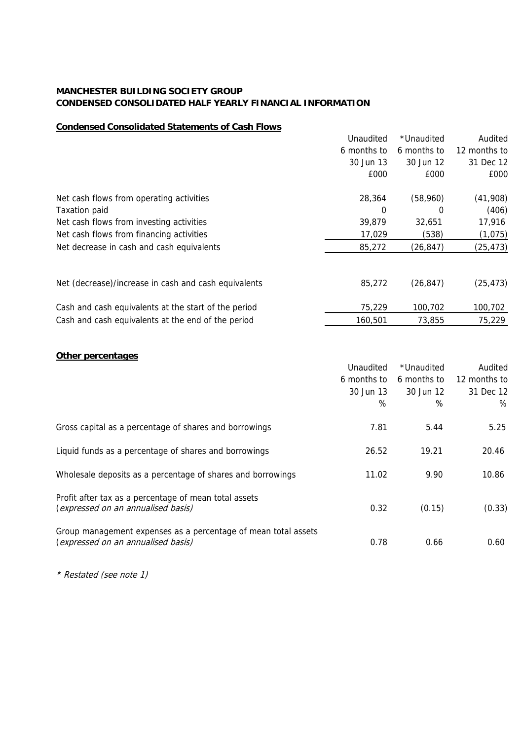**MANCHESTER BUILDING SOCIETY GROUP**
**CONDENSED CONSOLIDATED HALF YEARLY FINANCIAL INFORMATION**

**Condensed Consolidated Statements of Cash Flows**

| | Unaudited 6 months to 30 Jun 13 £000 | *Unaudited 6 months to 30 Jun 12 £000 | Audited 12 months to 31 Dec 12 £000 |
|---|---|---|---|
| Net cash flows from operating activities | 28,364 | (58,960) | (41,908) |
| Taxation paid | 0 | 0 | (406) |
| Net cash flows from investing activities | 39,879 | 32,651 | 17,916 |
| Net cash flows from financing activities | 17,029 | (538) | (1,075) |
| Net decrease in cash and cash equivalents | 85,272 | (26,847) | (25,473) |
| | | | |
| Net (decrease)/increase in cash and cash equivalents | 85,272 | (26,847) | (25,473) |
| | | | |
| Cash and cash equivalents at the start of the period | 75,229 | 100,702 | 100,702 |
| Cash and cash equivalents at the end of the period | 160,501 | 73,855 | 75,229 |

**Other percentages**

| | Unaudited 6 months to 30 Jun 13 % | *Unaudited 6 months to 30 Jun 12 % | Audited 12 months to 31 Dec 12 % |
|---|---|---|---|
| Gross capital as a percentage of shares and borrowings | 7.81 | 5.44 | 5.25 |
| Liquid funds as a percentage of shares and borrowings | 26.52 | 19.21 | 20.46 |
| Wholesale deposits as a percentage of shares and borrowings | 11.02 | 9.90 | 10.86 |
| Profit after tax as a percentage of mean total assets (*expressed on an annualised basis*) | 0.32 | (0.15) | (0.33) |
| Group management expenses as a percentage of mean total assets (*expressed on an annualised basis*) | 0.78 | 0.66 | 0.60 |

*\* Restated (see note 1)*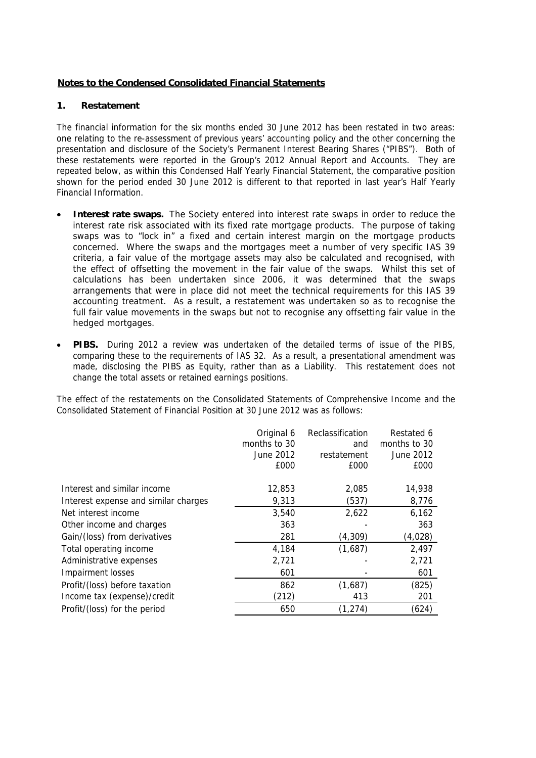## Notes to the Condensed Consolidated Financial Statements

### 1. Restatement

The financial information for the six months ended 30 June 2012 has been restated in two areas: one relating to the re-assessment of previous years' accounting policy and the other concerning the presentation and disclosure of the Society's Permanent Interest Bearing Shares ("PIBS"). Both of these restatements were reported in the Group's 2012 Annual Report and Accounts. They are repeated below, as within this Condensed Half Yearly Financial Statement, the comparative position shown for the period ended 30 June 2012 is different to that reported in last year's Half Yearly Financial Information.

- **Interest rate swaps.** The Society entered into interest rate swaps in order to reduce the interest rate risk associated with its fixed rate mortgage products. The purpose of taking swaps was to "lock in" a fixed and certain interest margin on the mortgage products concerned. Where the swaps and the mortgages meet a number of very specific IAS 39 criteria, a fair value of the mortgage assets may also be calculated and recognised, with the effect of offsetting the movement in the fair value of the swaps. Whilst this set of calculations has been undertaken since 2006, it was determined that the swaps arrangements that were in place did not meet the technical requirements for this IAS 39 accounting treatment. As a result, a restatement was undertaken so as to recognise the full fair value movements in the swaps but not to recognise any offsetting fair value in the hedged mortgages.
- **PIBS.** During 2012 a review was undertaken of the detailed terms of issue of the PIBS, comparing these to the requirements of IAS 32. As a result, a presentational amendment was made, disclosing the PIBS as Equity, rather than as a Liability. This restatement does not change the total assets or retained earnings positions.

The effect of the restatements on the Consolidated Statements of Comprehensive Income and the Consolidated Statement of Financial Position at 30 June 2012 was as follows:

| | Original 6 months to 30 June 2012 £000 | Reclassification and restatement £000 | Restated 6 months to 30 June 2012 £000 |
|---|---|---|---|
| Interest and similar income | 12,853 | 2,085 | 14,938 |
| Interest expense and similar charges | 9,313 | (537) | 8,776 |
| Net interest income | 3,540 | 2,622 | 6,162 |
| Other income and charges | 363 | - | 363 |
| Gain/(loss) from derivatives | 281 | (4,309) | (4,028) |
| Total operating income | 4,184 | (1,687) | 2,497 |
| Administrative expenses | 2,721 | - | 2,721 |
| Impairment losses | 601 | - | 601 |
| Profit/(loss) before taxation | 862 | (1,687) | (825) |
| Income tax (expense)/credit | (212) | 413 | 201 |
| Profit/(loss) for the period | 650 | (1,274) | (624) |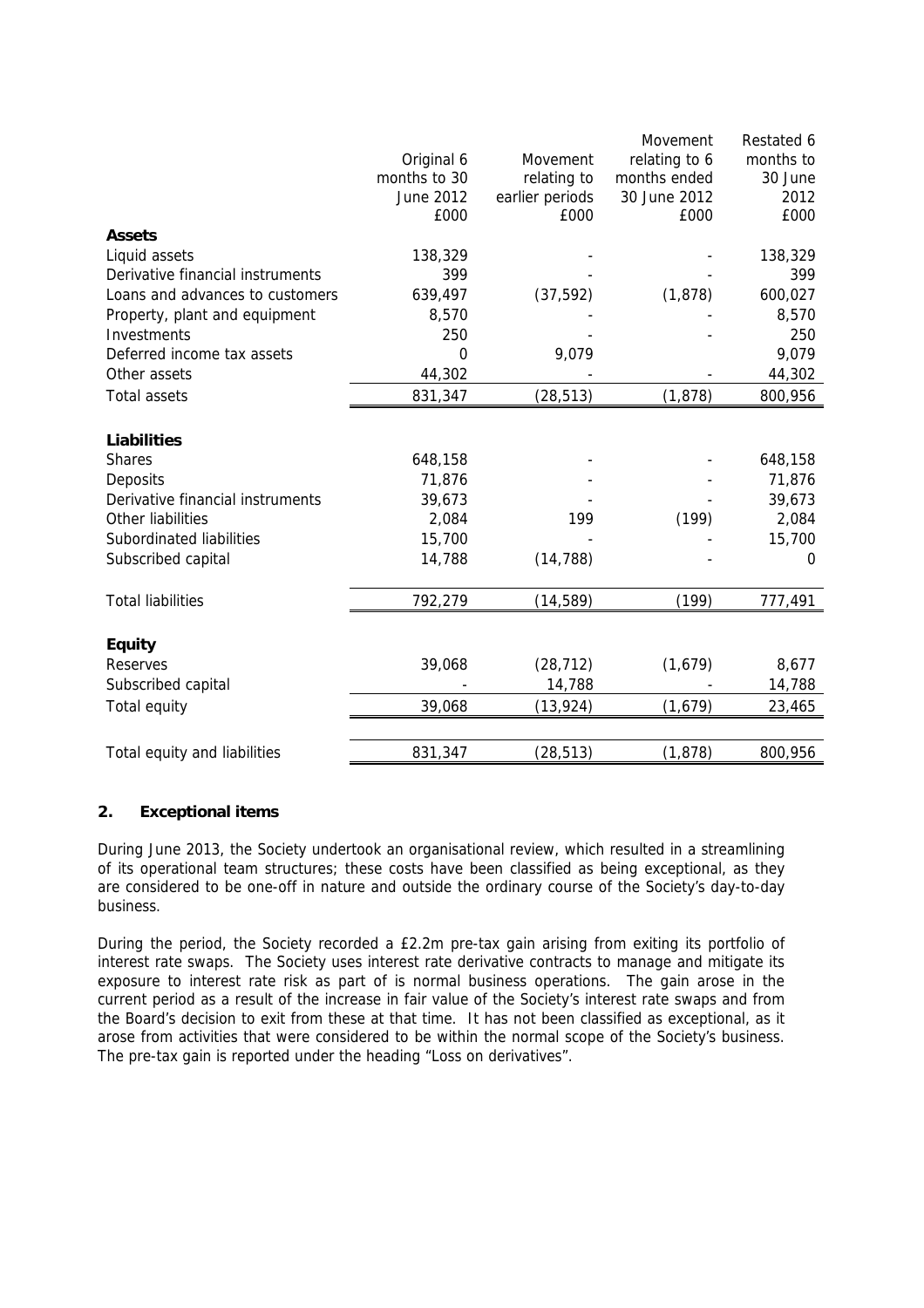| | Original 6 months to 30 June 2012 £000 | Movement relating to earlier periods £000 | Movement relating to 6 months ended 30 June 2012 £000 | Restated 6 months to 30 June 2012 £000 |
|---|---|---|---|---|
| **Assets** | | | | |
| Liquid assets | 138,329 | - | - | 138,329 |
| Derivative financial instruments | 399 | - | - | 399 |
| Loans and advances to customers | 639,497 | (37,592) | (1,878) | 600,027 |
| Property, plant and equipment | 8,570 | - | - | 8,570 |
| Investments | 250 | - | - | 250 |
| Deferred income tax assets | 0 | 9,079 | | 9,079 |
| Other assets | 44,302 | - | - | 44,302 |
| Total assets | 831,347 | (28,513) | (1,878) | 800,956 |
| **Liabilities** | | | | |
| Shares | 648,158 | - | - | 648,158 |
| Deposits | 71,876 | - | - | 71,876 |
| Derivative financial instruments | 39,673 | - | - | 39,673 |
| Other liabilities | 2,084 | 199 | (199) | 2,084 |
| Subordinated liabilities | 15,700 | - | - | 15,700 |
| Subscribed capital | 14,788 | (14,788) | - | 0 |
| Total liabilities | 792,279 | (14,589) | (199) | 777,491 |
| **Equity** | | | | |
| Reserves | 39,068 | (28,712) | (1,679) | 8,677 |
| Subscribed capital | - | 14,788 | - | 14,788 |
| Total equity | 39,068 | (13,924) | (1,679) | 23,465 |
| Total equity and liabilities | 831,347 | (28,513) | (1,878) | 800,956 |

## 2. Exceptional items

During June 2013, the Society undertook an organisational review, which resulted in a streamlining of its operational team structures; these costs have been classified as being exceptional, as they are considered to be one-off in nature and outside the ordinary course of the Society's day-to-day business.

During the period, the Society recorded a £2.2m pre-tax gain arising from exiting its portfolio of interest rate swaps. The Society uses interest rate derivative contracts to manage and mitigate its exposure to interest rate risk as part of is normal business operations. The gain arose in the current period as a result of the increase in fair value of the Society's interest rate swaps and from the Board's decision to exit from these at that time. It has not been classified as exceptional, as it arose from activities that were considered to be within the normal scope of the Society's business. The pre-tax gain is reported under the heading "Loss on derivatives".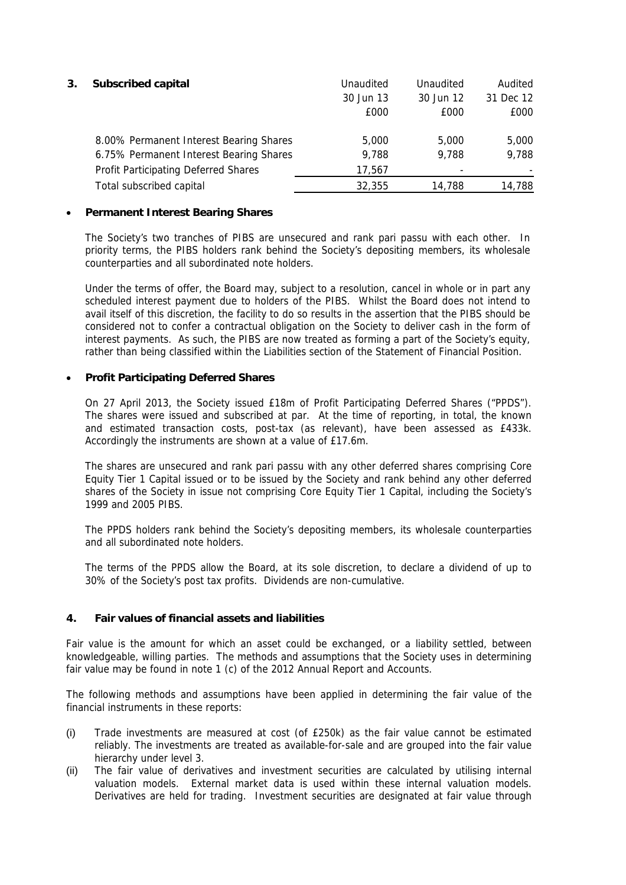## 3. Subscribed capital

| | Unaudited 30 Jun 13 £000 | Unaudited 30 Jun 12 £000 | Audited 31 Dec 12 £000 |
|---|---|---|---|
| 8.00% Permanent Interest Bearing Shares | 5,000 | 5,000 | 5,000 |
| 6.75% Permanent Interest Bearing Shares | 9,788 | 9,788 | 9,788 |
| Profit Participating Deferred Shares | 17,567 | - | - |
| Total subscribed capital | 32,355 | 14,788 | 14,788 |

- **Permanent Interest Bearing Shares**

The Society's two tranches of PIBS are unsecured and rank pari passu with each other. In priority terms, the PIBS holders rank behind the Society's depositing members, its wholesale counterparties and all subordinated note holders.

Under the terms of offer, the Board may, subject to a resolution, cancel in whole or in part any scheduled interest payment due to holders of the PIBS. Whilst the Board does not intend to avail itself of this discretion, the facility to do so results in the assertion that the PIBS should be considered not to confer a contractual obligation on the Society to deliver cash in the form of interest payments. As such, the PIBS are now treated as forming a part of the Society's equity, rather than being classified within the Liabilities section of the Statement of Financial Position.

- **Profit Participating Deferred Shares**

On 27 April 2013, the Society issued £18m of Profit Participating Deferred Shares ("PPDS"). The shares were issued and subscribed at par. At the time of reporting, in total, the known and estimated transaction costs, post-tax (as relevant), have been assessed as £433k. Accordingly the instruments are shown at a value of £17.6m.

The shares are unsecured and rank pari passu with any other deferred shares comprising Core Equity Tier 1 Capital issued or to be issued by the Society and rank behind any other deferred shares of the Society in issue not comprising Core Equity Tier 1 Capital, including the Society's 1999 and 2005 PIBS.

The PPDS holders rank behind the Society's depositing members, its wholesale counterparties and all subordinated note holders.

The terms of the PPDS allow the Board, at its sole discretion, to declare a dividend of up to 30% of the Society's post tax profits. Dividends are non-cumulative.

## 4. Fair values of financial assets and liabilities

Fair value is the amount for which an asset could be exchanged, or a liability settled, between knowledgeable, willing parties. The methods and assumptions that the Society uses in determining fair value may be found in note 1 (c) of the 2012 Annual Report and Accounts.

The following methods and assumptions have been applied in determining the fair value of the financial instruments in these reports:

(i) Trade investments are measured at cost (of £250k) as the fair value cannot be estimated reliably. The investments are treated as available-for-sale and are grouped into the fair value hierarchy under level 3.

(ii) The fair value of derivatives and investment securities are calculated by utilising internal valuation models. External market data is used within these internal valuation models. Derivatives are held for trading. Investment securities are designated at fair value through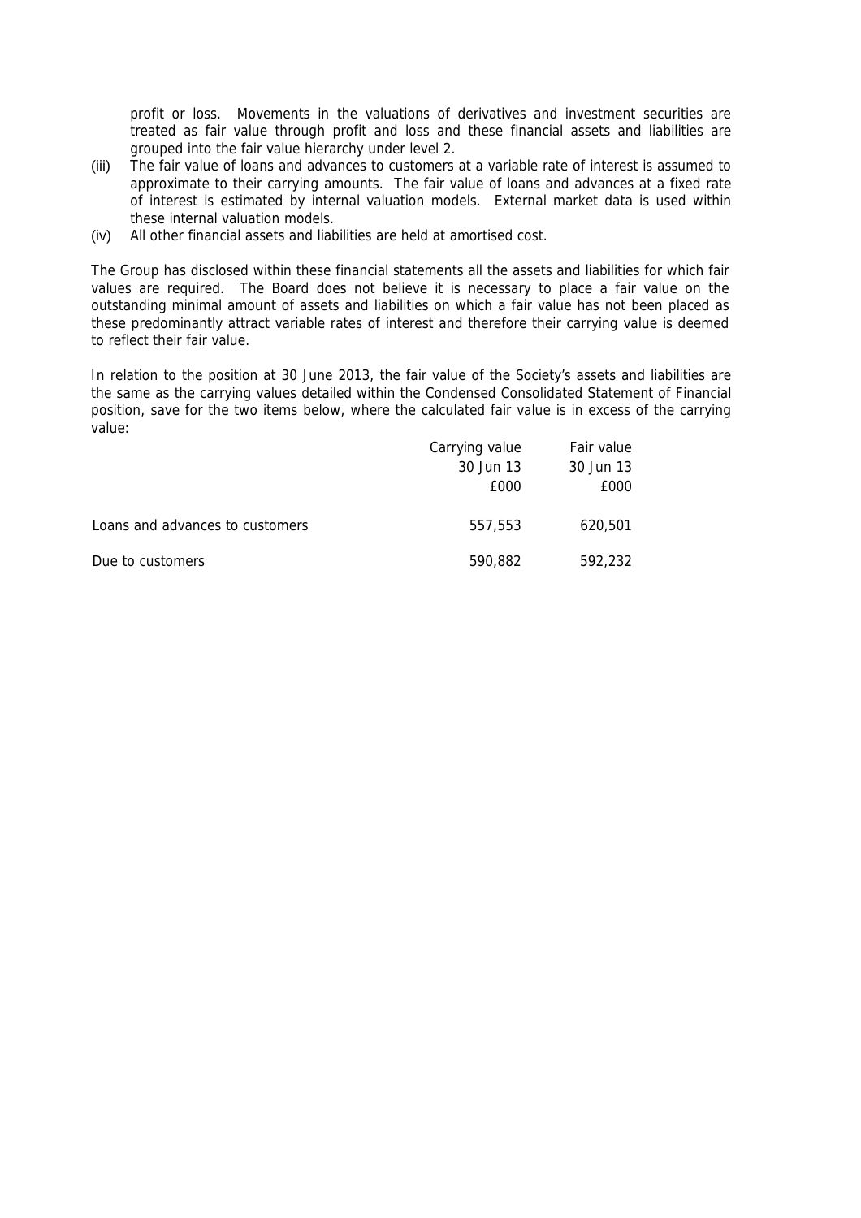profit or loss. Movements in the valuations of derivatives and investment securities are treated as fair value through profit and loss and these financial assets and liabilities are grouped into the fair value hierarchy under level 2.

(iii) The fair value of loans and advances to customers at a variable rate of interest is assumed to approximate to their carrying amounts. The fair value of loans and advances at a fixed rate of interest is estimated by internal valuation models. External market data is used within these internal valuation models.

(iv) All other financial assets and liabilities are held at amortised cost.

The Group has disclosed within these financial statements all the assets and liabilities for which fair values are required. The Board does not believe it is necessary to place a fair value on the outstanding minimal amount of assets and liabilities on which a fair value has not been placed as these predominantly attract variable rates of interest and therefore their carrying value is deemed to reflect their fair value.

In relation to the position at 30 June 2013, the fair value of the Society's assets and liabilities are the same as the carrying values detailed within the Condensed Consolidated Statement of Financial position, save for the two items below, where the calculated fair value is in excess of the carrying value:

| | Carrying value 30 Jun 13 £000 | Fair value 30 Jun 13 £000 |
|---|---|---|
| Loans and advances to customers | 557,553 | 620,501 |
| Due to customers | 590,882 | 592,232 |